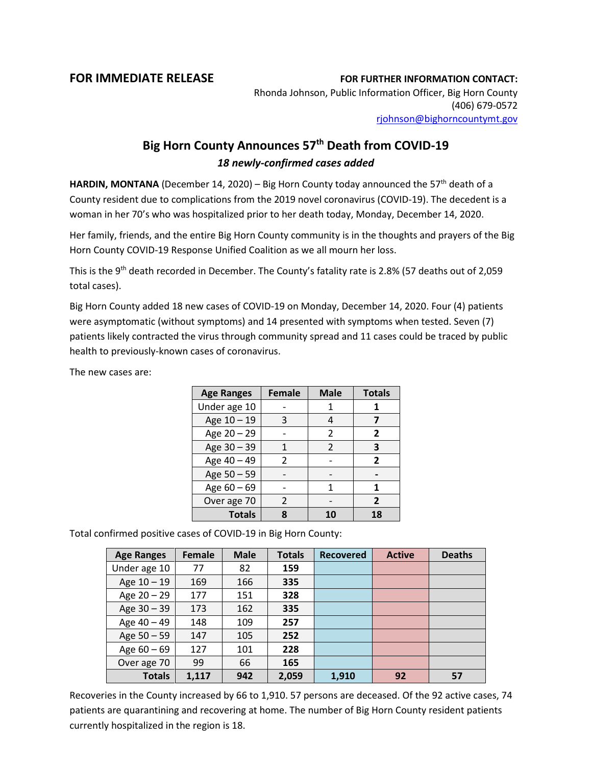**FOR IMMEDIATE RELEASE**

**FOR FURTHER INFORMATION CONTACT:**
Rhonda Johnson, Public Information Officer, Big Horn County
(406) 679-0572
rjohnson@bighorncountymt.gov

# Big Horn County Announces 57th Death from COVID-19

***18 newly-confirmed cases added***

**HARDIN, MONTANA** (December 14, 2020) – Big Horn County today announced the 57th death of a County resident due to complications from the 2019 novel coronavirus (COVID-19). The decedent is a woman in her 70's who was hospitalized prior to her death today, Monday, December 14, 2020.

Her family, friends, and the entire Big Horn County community is in the thoughts and prayers of the Big Horn County COVID-19 Response Unified Coalition as we all mourn her loss.

This is the 9th death recorded in December. The County's fatality rate is 2.8% (57 deaths out of 2,059 total cases).

Big Horn County added 18 new cases of COVID-19 on Monday, December 14, 2020. Four (4) patients were asymptomatic (without symptoms) and 14 presented with symptoms when tested. Seven (7) patients likely contracted the virus through community spread and 11 cases could be traced by public health to previously-known cases of coronavirus.

The new cases are:

| Age Ranges | Female | Male | Totals |
|---|---|---|---|
| Under age 10 | - | 1 | **1** |
| Age 10 – 19 | 3 | 4 | **7** |
| Age 20 – 29 | - | 2 | **2** |
| Age 30 – 39 | 1 | 2 | **3** |
| Age 40 – 49 | 2 | - | **2** |
| Age 50 – 59 | - | - | **-** |
| Age 60 – 69 | - | 1 | **1** |
| Over age 70 | 2 | - | **2** |
| **Totals** | **8** | **10** | **18** |

Total confirmed positive cases of COVID-19 in Big Horn County:

| Age Ranges | Female | Male | Totals | Recovered | Active | Deaths |
|---|---|---|---|---|---|---|
| Under age 10 | 77 | 82 | **159** | | | |
| Age 10 – 19 | 169 | 166 | **335** | | | |
| Age 20 – 29 | 177 | 151 | **328** | | | |
| Age 30 – 39 | 173 | 162 | **335** | | | |
| Age 40 – 49 | 148 | 109 | **257** | | | |
| Age 50 – 59 | 147 | 105 | **252** | | | |
| Age 60 – 69 | 127 | 101 | **228** | | | |
| Over age 70 | 99 | 66 | **165** | | | |
| **Totals** | **1,117** | **942** | **2,059** | **1,910** | **92** | **57** |

Recoveries in the County increased by 66 to 1,910. 57 persons are deceased. Of the 92 active cases, 74 patients are quarantining and recovering at home. The number of Big Horn County resident patients currently hospitalized in the region is 18.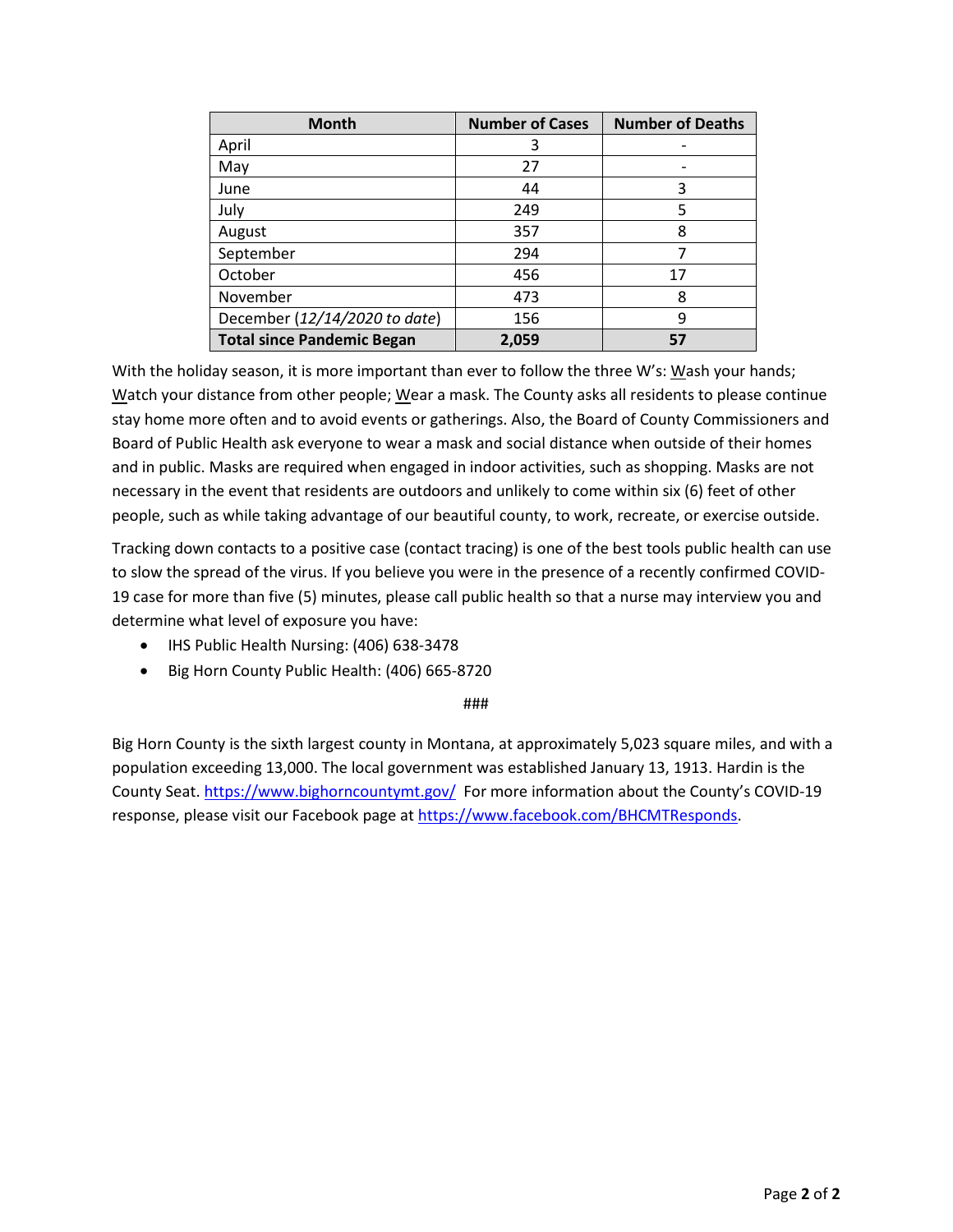| Month | Number of Cases | Number of Deaths |
|---|---|---|
| April | 3 | - |
| May | 27 | - |
| June | 44 | 3 |
| July | 249 | 5 |
| August | 357 | 8 |
| September | 294 | 7 |
| October | 456 | 17 |
| November | 473 | 8 |
| December (*12/14/2020 to date*) | 156 | 9 |
| **Total since Pandemic Began** | **2,059** | **57** |

With the holiday season, it is more important than ever to follow the three W's: Wash your hands; Watch your distance from other people; Wear a mask. The County asks all residents to please continue stay home more often and to avoid events or gatherings. Also, the Board of County Commissioners and Board of Public Health ask everyone to wear a mask and social distance when outside of their homes and in public. Masks are required when engaged in indoor activities, such as shopping. Masks are not necessary in the event that residents are outdoors and unlikely to come within six (6) feet of other people, such as while taking advantage of our beautiful county, to work, recreate, or exercise outside.

Tracking down contacts to a positive case (contact tracing) is one of the best tools public health can use to slow the spread of the virus. If you believe you were in the presence of a recently confirmed COVID-19 case for more than five (5) minutes, please call public health so that a nurse may interview you and determine what level of exposure you have:

- IHS Public Health Nursing: (406) 638-3478
- Big Horn County Public Health: (406) 665-8720

###

Big Horn County is the sixth largest county in Montana, at approximately 5,023 square miles, and with a population exceeding 13,000. The local government was established January 13, 1913. Hardin is the County Seat. https://www.bighorncountymt.gov/ For more information about the County's COVID-19 response, please visit our Facebook page at https://www.facebook.com/BHCMTResponds.